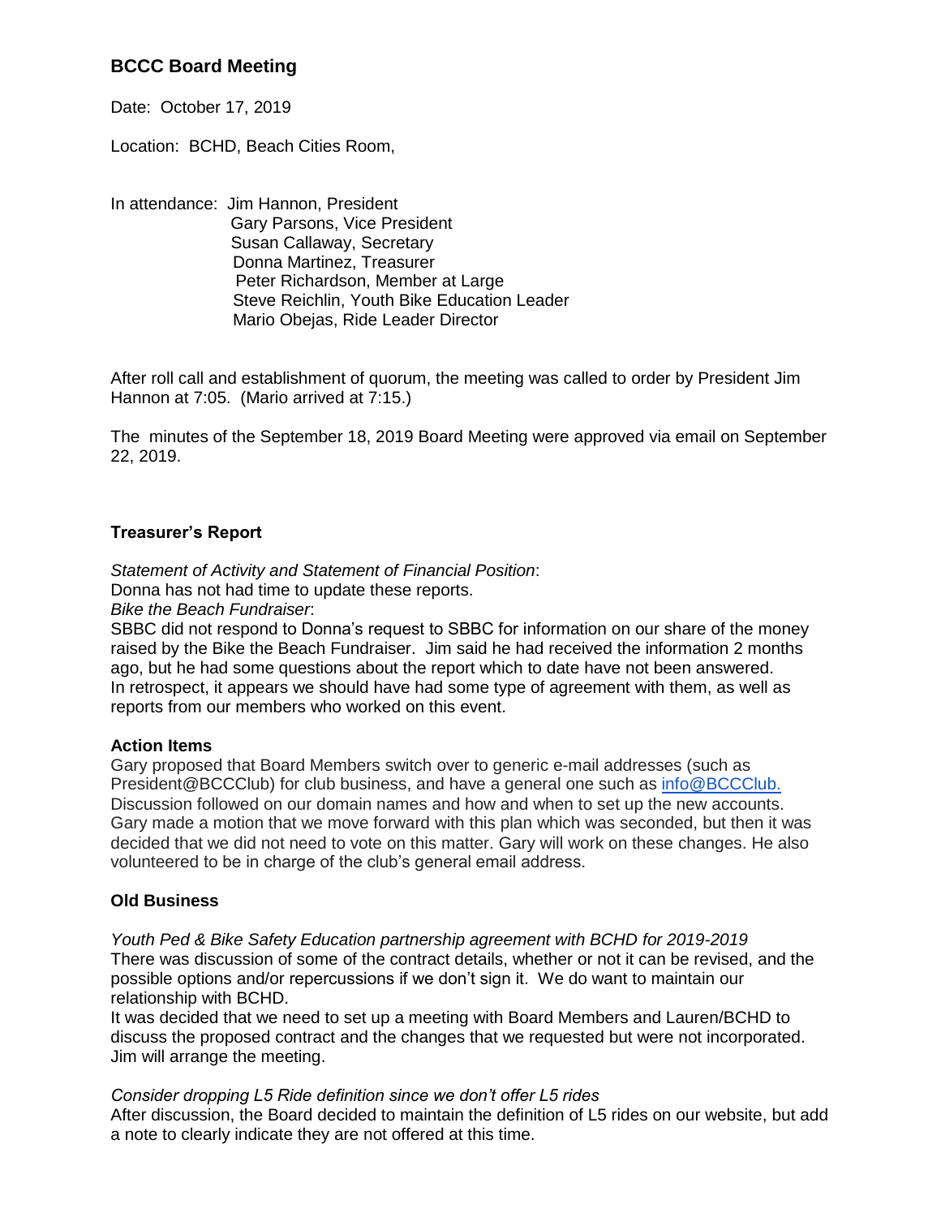## BCCC Board Meeting

Date: October 17, 2019

Location: BCHD, Beach Cities Room,

In attendance: Jim Hannon, President
Gary Parsons, Vice President
Susan Callaway, Secretary
Donna Martinez, Treasurer
Peter Richardson, Member at Large
Steve Reichlin, Youth Bike Education Leader
Mario Obejas, Ride Leader Director

After roll call and establishment of quorum, the meeting was called to order by President Jim Hannon at 7:05. (Mario arrived at 7:15.)

The minutes of the September 18, 2019 Board Meeting were approved via email on September 22, 2019.

### Treasurer's Report

*Statement of Activity and Statement of Financial Position*:
Donna has not had time to update these reports.

*Bike the Beach Fundraiser*:
SBBC did not respond to Donna's request to SBBC for information on our share of the money raised by the Bike the Beach Fundraiser. Jim said he had received the information 2 months ago, but he had some questions about the report which to date have not been answered. In retrospect, it appears we should have had some type of agreement with them, as well as reports from our members who worked on this event.

### Action Items

Gary proposed that Board Members switch over to generic e-mail addresses (such as President@BCCClub) for club business, and have a general one such as info@BCCClub. Discussion followed on our domain names and how and when to set up the new accounts. Gary made a motion that we move forward with this plan which was seconded, but then it was decided that we did not need to vote on this matter. Gary will work on these changes. He also volunteered to be in charge of the club's general email address.

### Old Business

*Youth Ped & Bike Safety Education partnership agreement with BCHD for 2019-2019*
There was discussion of some of the contract details, whether or not it can be revised, and the possible options and/or repercussions if we don't sign it. We do want to maintain our relationship with BCHD.
It was decided that we need to set up a meeting with Board Members and Lauren/BCHD to discuss the proposed contract and the changes that we requested but were not incorporated. Jim will arrange the meeting.

*Consider dropping L5 Ride definition since we don't offer L5 rides*
After discussion, the Board decided to maintain the definition of L5 rides on our website, but add a note to clearly indicate they are not offered at this time.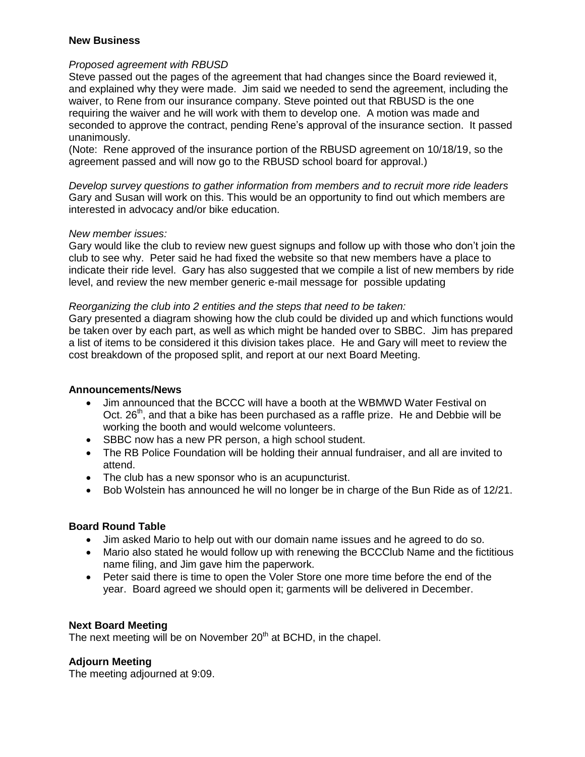**New Business**

*Proposed agreement with RBUSD*

Steve passed out the pages of the agreement that had changes since the Board reviewed it, and explained why they were made. Jim said we needed to send the agreement, including the waiver, to Rene from our insurance company. Steve pointed out that RBUSD is the one requiring the waiver and he will work with them to develop one. A motion was made and seconded to approve the contract, pending Rene's approval of the insurance section. It passed unanimously.

(Note: Rene approved of the insurance portion of the RBUSD agreement on 10/18/19, so the agreement passed and will now go to the RBUSD school board for approval.)

*Develop survey questions to gather information from members and to recruit more ride leaders*

Gary and Susan will work on this. This would be an opportunity to find out which members are interested in advocacy and/or bike education.

*New member issues:*

Gary would like the club to review new guest signups and follow up with those who don't join the club to see why. Peter said he had fixed the website so that new members have a place to indicate their ride level. Gary has also suggested that we compile a list of new members by ride level, and review the new member generic e-mail message for possible updating

*Reorganizing the club into 2 entities and the steps that need to be taken:*

Gary presented a diagram showing how the club could be divided up and which functions would be taken over by each part, as well as which might be handed over to SBBC. Jim has prepared a list of items to be considered it this division takes place. He and Gary will meet to review the cost breakdown of the proposed split, and report at our next Board Meeting.

**Announcements/News**

- Jim announced that the BCCC will have a booth at the WBMWD Water Festival on Oct. 26th, and that a bike has been purchased as a raffle prize. He and Debbie will be working the booth and would welcome volunteers.
- SBBC now has a new PR person, a high school student.
- The RB Police Foundation will be holding their annual fundraiser, and all are invited to attend.
- The club has a new sponsor who is an acupuncturist.
- Bob Wolstein has announced he will no longer be in charge of the Bun Ride as of 12/21.

**Board Round Table**

- Jim asked Mario to help out with our domain name issues and he agreed to do so.
- Mario also stated he would follow up with renewing the BCCClub Name and the fictitious name filing, and Jim gave him the paperwork.
- Peter said there is time to open the Voler Store one more time before the end of the year. Board agreed we should open it; garments will be delivered in December.

**Next Board Meeting**

The next meeting will be on November 20th at BCHD, in the chapel.

**Adjourn Meeting**

The meeting adjourned at 9:09.